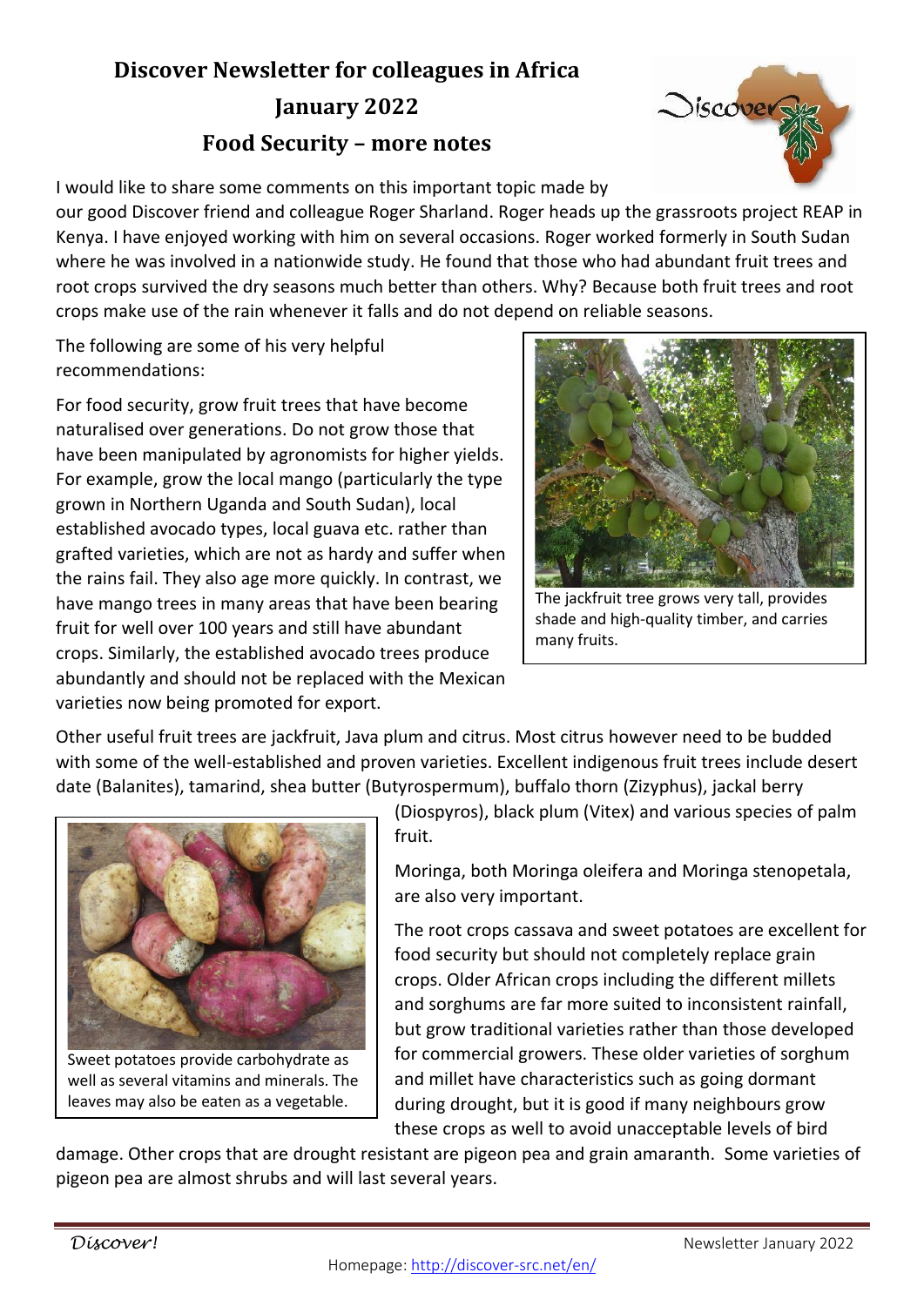# Discover Newsletter for colleagues in Africa

## January 2022

## Food Security – more notes

I would like to share some comments on this important topic made by our good Discover friend and colleague Roger Sharland. Roger heads up the grassroots project REAP in Kenya. I have enjoyed working with him on several occasions. Roger worked formerly in South Sudan where he was involved in a nationwide study. He found that those who had abundant fruit trees and root crops survived the dry seasons much better than others. Why? Because both fruit trees and root crops make use of the rain whenever it falls and do not depend on reliable seasons.

The following are some of his very helpful recommendations:

For food security, grow fruit trees that have become naturalised over generations. Do not grow those that have been manipulated by agronomists for higher yields. For example, grow the local mango (particularly the type grown in Northern Uganda and South Sudan), local established avocado types, local guava etc. rather than grafted varieties, which are not as hardy and suffer when the rains fail. They also age more quickly. In contrast, we have mango trees in many areas that have been bearing fruit for well over 100 years and still have abundant crops. Similarly, the established avocado trees produce abundantly and should not be replaced with the Mexican varieties now being promoted for export.

The jackfruit tree grows very tall, provides shade and high-quality timber, and carries many fruits.

Other useful fruit trees are jackfruit, Java plum and citrus. Most citrus however need to be budded with some of the well-established and proven varieties. Excellent indigenous fruit trees include desert date (Balanites), tamarind, shea butter (Butyrospermum), buffalo thorn (Zizyphus), jackal berry (Diospyros), black plum (Vitex) and various species of palm fruit.

Sweet potatoes provide carbohydrate as well as several vitamins and minerals. The leaves may also be eaten as a vegetable.

Moringa, both Moringa oleifera and Moringa stenopetala, are also very important.

The root crops cassava and sweet potatoes are excellent for food security but should not completely replace grain crops. Older African crops including the different millets and sorghums are far more suited to inconsistent rainfall, but grow traditional varieties rather than those developed for commercial growers. These older varieties of sorghum and millet have characteristics such as going dormant during drought, but it is good if many neighbours grow these crops as well to avoid unacceptable levels of bird damage. Other crops that are drought resistant are pigeon pea and grain amaranth. Some varieties of pigeon pea are almost shrubs and will last several years.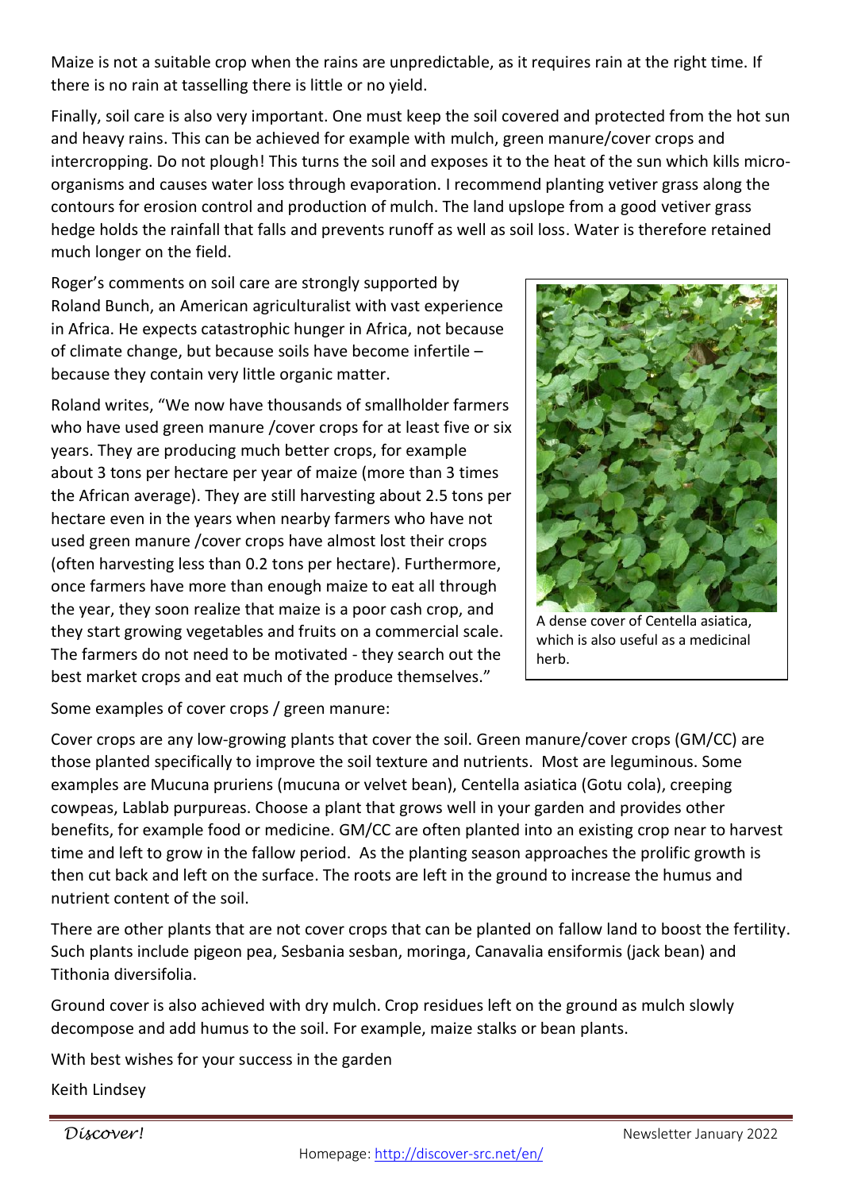Maize is not a suitable crop when the rains are unpredictable, as it requires rain at the right time. If there is no rain at tasselling there is little or no yield.

Finally, soil care is also very important. One must keep the soil covered and protected from the hot sun and heavy rains. This can be achieved for example with mulch, green manure/cover crops and intercropping. Do not plough! This turns the soil and exposes it to the heat of the sun which kills micro-organisms and causes water loss through evaporation. I recommend planting vetiver grass along the contours for erosion control and production of mulch. The land upslope from a good vetiver grass hedge holds the rainfall that falls and prevents runoff as well as soil loss. Water is therefore retained much longer on the field.

Roger's comments on soil care are strongly supported by Roland Bunch, an American agriculturalist with vast experience in Africa. He expects catastrophic hunger in Africa, not because of climate change, but because soils have become infertile – because they contain very little organic matter.

Roland writes, "We now have thousands of smallholder farmers who have used green manure /cover crops for at least five or six years. They are producing much better crops, for example about 3 tons per hectare per year of maize (more than 3 times the African average). They are still harvesting about 2.5 tons per hectare even in the years when nearby farmers who have not used green manure /cover crops have almost lost their crops (often harvesting less than 0.2 tons per hectare). Furthermore, once farmers have more than enough maize to eat all through the year, they soon realize that maize is a poor cash crop, and they start growing vegetables and fruits on a commercial scale. The farmers do not need to be motivated - they search out the best market crops and eat much of the produce themselves."

A dense cover of Centella asiatica, which is also useful as a medicinal herb.

Some examples of cover crops / green manure:

Cover crops are any low-growing plants that cover the soil. Green manure/cover crops (GM/CC) are those planted specifically to improve the soil texture and nutrients. Most are leguminous. Some examples are Mucuna pruriens (mucuna or velvet bean), Centella asiatica (Gotu cola), creeping cowpeas, Lablab purpureas. Choose a plant that grows well in your garden and provides other benefits, for example food or medicine. GM/CC are often planted into an existing crop near to harvest time and left to grow in the fallow period. As the planting season approaches the prolific growth is then cut back and left on the surface. The roots are left in the ground to increase the humus and nutrient content of the soil.

There are other plants that are not cover crops that can be planted on fallow land to boost the fertility. Such plants include pigeon pea, Sesbania sesban, moringa, Canavalia ensiformis (jack bean) and Tithonia diversifolia.

Ground cover is also achieved with dry mulch. Crop residues left on the ground as mulch slowly decompose and add humus to the soil. For example, maize stalks or bean plants.

With best wishes for your success in the garden

Keith Lindsey